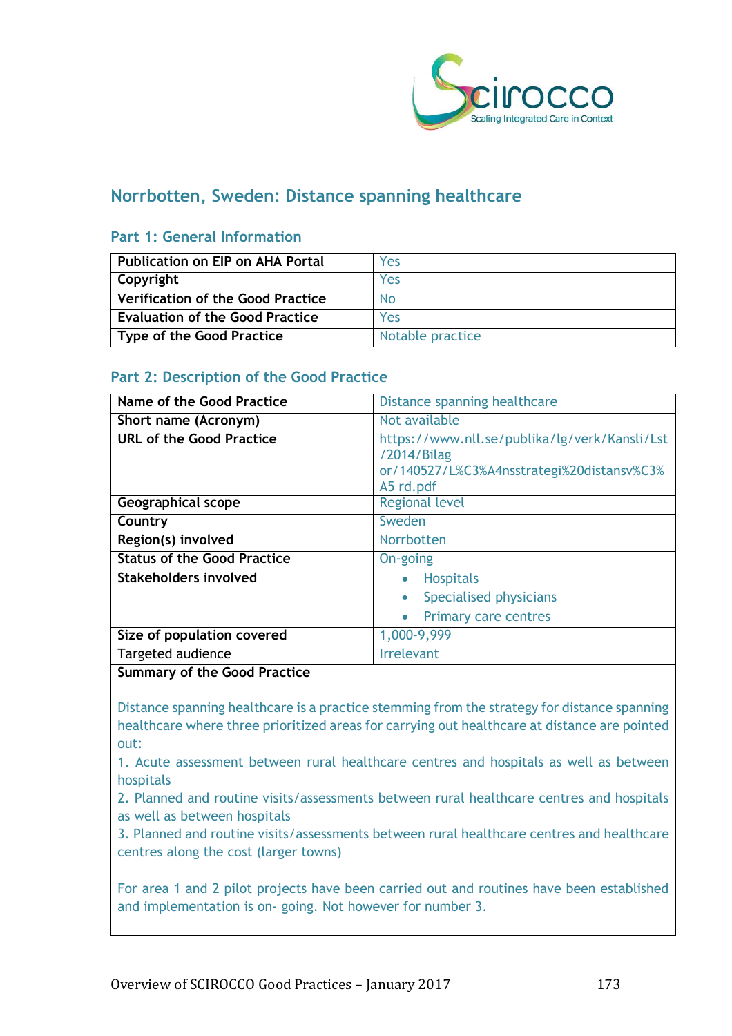## Norrbotten, Sweden: Distance spanning healthcare

### Part 1: General Information

| | |
|---|---|
| **Publication on EIP on AHA Portal** | Yes |
| **Copyright** | Yes |
| **Verification of the Good Practice** | No |
| **Evaluation of the Good Practice** | Yes |
| **Type of the Good Practice** | Notable practice |

### Part 2: Description of the Good Practice

| | |
|---|---|
| **Name of the Good Practice** | Distance spanning healthcare |
| **Short name (Acronym)** | Not available |
| **URL of the Good Practice** | https://www.nll.se/publika/lg/verk/Kansli/Lst/2014/Bilagor/140527/L%C3%A4nsstrategi%20distansv%C3%A5 rd.pdf |
| **Geographical scope** | Regional level |
| **Country** | Sweden |
| **Region(s) involved** | Norrbotten |
| **Status of the Good Practice** | On-going |
| **Stakeholders involved** | • Hospitals<br>• Specialised physicians<br>• Primary care centres |
| **Size of population covered** | 1,000-9,999 |
| Targeted audience | Irrelevant |

**Summary of the Good Practice**

Distance spanning healthcare is a practice stemming from the strategy for distance spanning healthcare where three prioritized areas for carrying out healthcare at distance are pointed out:

1. Acute assessment between rural healthcare centres and hospitals as well as between hospitals
2. Planned and routine visits/assessments between rural healthcare centres and hospitals as well as between hospitals
3. Planned and routine visits/assessments between rural healthcare centres and healthcare centres along the cost (larger towns)

For area 1 and 2 pilot projects have been carried out and routines have been established and implementation is on- going. Not however for number 3.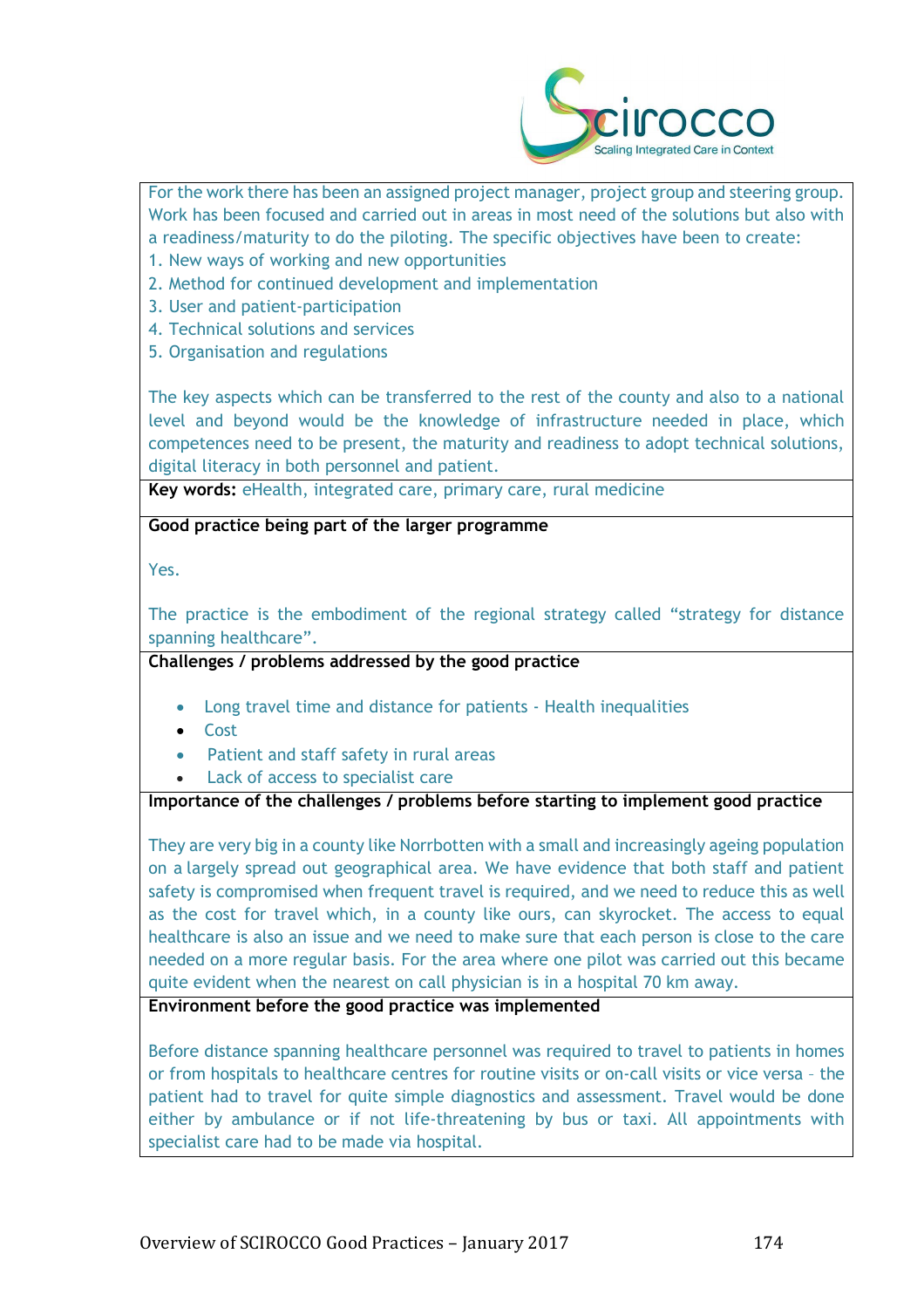For the work there has been an assigned project manager, project group and steering group. Work has been focused and carried out in areas in most need of the solutions but also with a readiness/maturity to do the piloting. The specific objectives have been to create:

1. New ways of working and new opportunities
2. Method for continued development and implementation
3. User and patient-participation
4. Technical solutions and services
5. Organisation and regulations

The key aspects which can be transferred to the rest of the county and also to a national level and beyond would be the knowledge of infrastructure needed in place, which competences need to be present, the maturity and readiness to adopt technical solutions, digital literacy in both personnel and patient.

**Key words:** eHealth, integrated care, primary care, rural medicine

**Good practice being part of the larger programme**

Yes.

The practice is the embodiment of the regional strategy called "strategy for distance spanning healthcare".

**Challenges / problems addressed by the good practice**

- Long travel time and distance for patients - Health inequalities
- Cost
- Patient and staff safety in rural areas
- Lack of access to specialist care

**Importance of the challenges / problems before starting to implement good practice**

They are very big in a county like Norrbotten with a small and increasingly ageing population on a largely spread out geographical area. We have evidence that both staff and patient safety is compromised when frequent travel is required, and we need to reduce this as well as the cost for travel which, in a county like ours, can skyrocket. The access to equal healthcare is also an issue and we need to make sure that each person is close to the care needed on a more regular basis. For the area where one pilot was carried out this became quite evident when the nearest on call physician is in a hospital 70 km away.

**Environment before the good practice was implemented**

Before distance spanning healthcare personnel was required to travel to patients in homes or from hospitals to healthcare centres for routine visits or on-call visits or vice versa – the patient had to travel for quite simple diagnostics and assessment. Travel would be done either by ambulance or if not life-threatening by bus or taxi. All appointments with specialist care had to be made via hospital.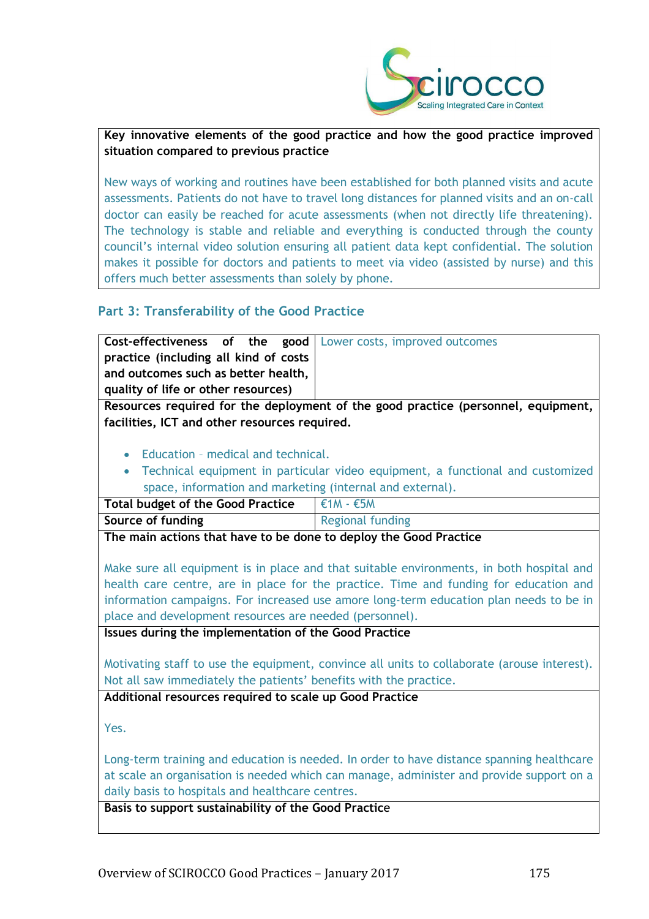**Key innovative elements of the good practice and how the good practice improved situation compared to previous practice**

New ways of working and routines have been established for both planned visits and acute assessments. Patients do not have to travel long distances for planned visits and an on-call doctor can easily be reached for acute assessments (when not directly life threatening). The technology is stable and reliable and everything is conducted through the county council's internal video solution ensuring all patient data kept confidential. The solution makes it possible for doctors and patients to meet via video (assisted by nurse) and this offers much better assessments than solely by phone.

## Part 3: Transferability of the Good Practice

| **Cost-effectiveness of the good practice (including all kind of costs and outcomes such as better health, quality of life or other resources)** | Lower costs, improved outcomes |
|---|---|

**Resources required for the deployment of the good practice (personnel, equipment, facilities, ICT and other resources required.**

- Education – medical and technical.
- Technical equipment in particular video equipment, a functional and customized space, information and marketing (internal and external).

| **Total budget of the Good Practice** | €1M - €5M |
|---|---|
| **Source of funding** | Regional funding |

**The main actions that have to be done to deploy the Good Practice**

Make sure all equipment is in place and that suitable environments, in both hospital and health care centre, are in place for the practice. Time and funding for education and information campaigns. For increased use amore long-term education plan needs to be in place and development resources are needed (personnel).

**Issues during the implementation of the Good Practice**

Motivating staff to use the equipment, convince all units to collaborate (arouse interest). Not all saw immediately the patients' benefits with the practice.

**Additional resources required to scale up Good Practice**

Yes.

Long-term training and education is needed. In order to have distance spanning healthcare at scale an organisation is needed which can manage, administer and provide support on a daily basis to hospitals and healthcare centres.

**Basis to support sustainability of the Good Practice**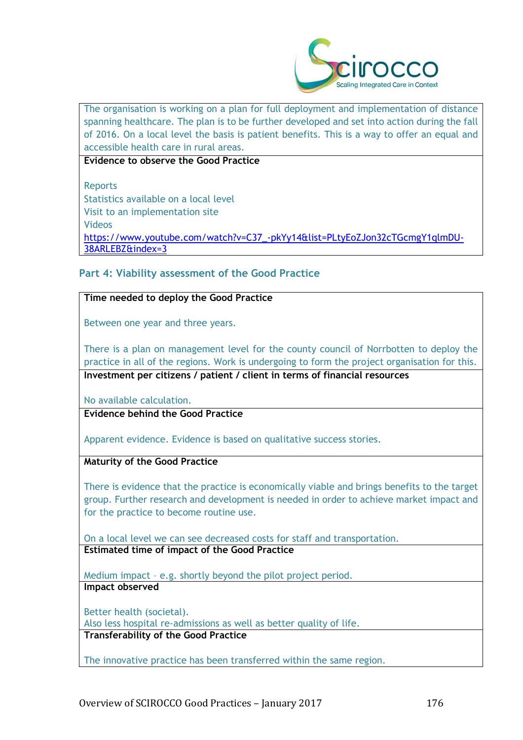The organisation is working on a plan for full deployment and implementation of distance spanning healthcare. The plan is to be further developed and set into action during the fall of 2016. On a local level the basis is patient benefits. This is a way to offer an equal and accessible health care in rural areas.

**Evidence to observe the Good Practice**

Reports
Statistics available on a local level
Visit to an implementation site
Videos
https://www.youtube.com/watch?v=C37_-pkYy14&list=PLtyEoZJon32cTGcmgY1qlmDU-38ARLEBZ&index=3

## Part 4: Viability assessment of the Good Practice

**Time needed to deploy the Good Practice**

Between one year and three years.

There is a plan on management level for the county council of Norrbotten to deploy the practice in all of the regions. Work is undergoing to form the project organisation for this.

**Investment per citizens / patient / client in terms of financial resources**

No available calculation.

**Evidence behind the Good Practice**

Apparent evidence. Evidence is based on qualitative success stories.

**Maturity of the Good Practice**

There is evidence that the practice is economically viable and brings benefits to the target group. Further research and development is needed in order to achieve market impact and for the practice to become routine use.

On a local level we can see decreased costs for staff and transportation.

**Estimated time of impact of the Good Practice**

Medium impact – e.g. shortly beyond the pilot project period.

**Impact observed**

Better health (societal).
Also less hospital re-admissions as well as better quality of life.

**Transferability of the Good Practice**

The innovative practice has been transferred within the same region.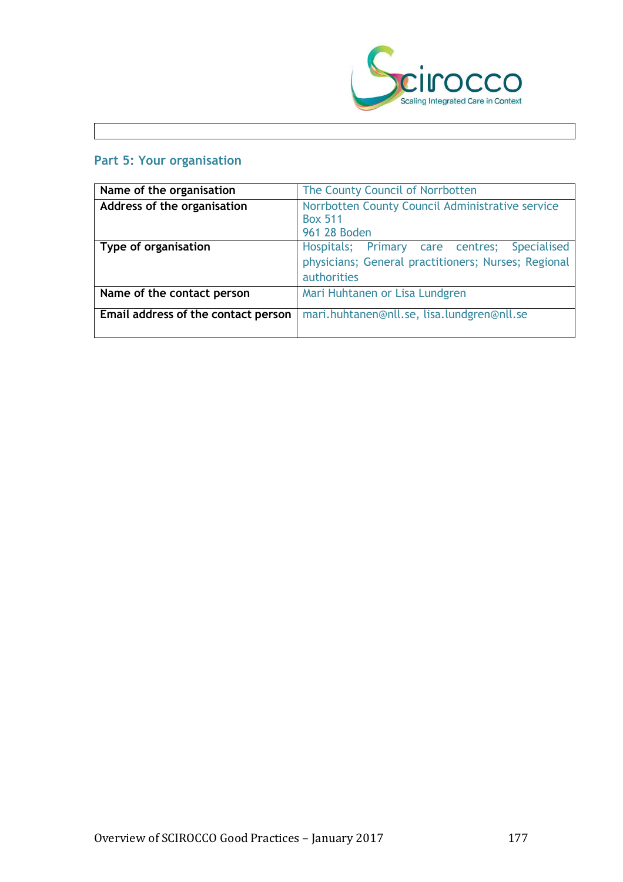## Part 5: Your organisation

| | |
|---|---|
| **Name of the organisation** | The County Council of Norrbotten |
| **Address of the organisation** | Norrbotten County Council Administrative service<br>Box 511<br>961 28 Boden |
| **Type of organisation** | Hospitals; Primary care centres; Specialised physicians; General practitioners; Nurses; Regional authorities |
| **Name of the contact person** | Mari Huhtanen or Lisa Lundgren |
| **Email address of the contact person** | mari.huhtanen@nll.se, lisa.lundgren@nll.se |